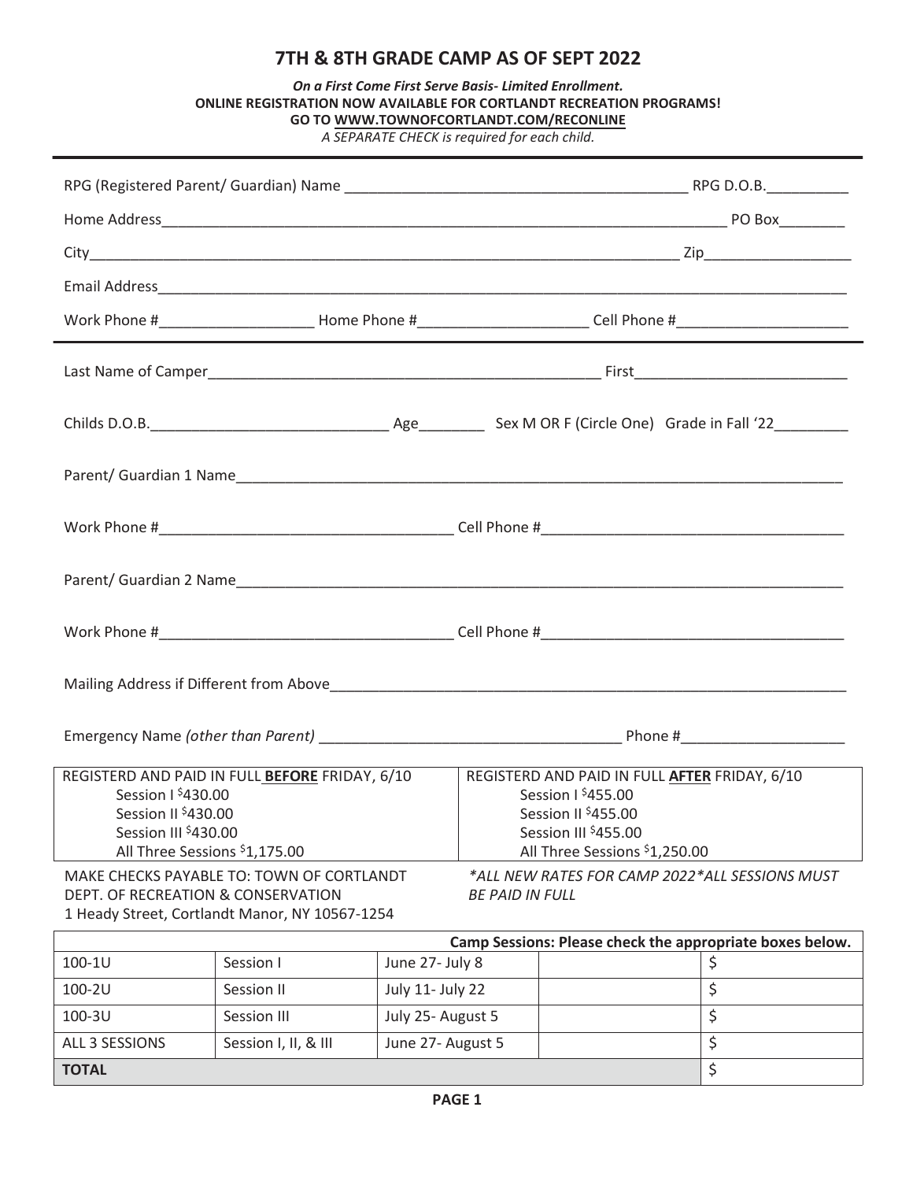# 7TH & 8TH GRADE CAMP AS OF SEPT 2022

***On a First Come First Serve Basis- Limited Enrollment.***
**ONLINE REGISTRATION NOW AVAILABLE FOR CORTLANDT RECREATION PROGRAMS!**
**GO TO WWW.TOWNOFCORTLANDT.COM/RECONLINE**
*A SEPARATE CHECK is required for each child.*

---

RPG (Registered Parent/ Guardian) Name ___________________________ RPG D.O.B.__________

Home Address___________________________________________ PO Box________

City___________________________________________ Zip_________________

Email Address___________________________________________

Work Phone #__________________ Home Phone #____________________ Cell Phone #_____________________

---

Last Name of Camper______________________________________ First_________________________

Childs D.O.B.____________________________ Age________ Sex M OR F (Circle One) Grade in Fall '22_________

Parent/ Guardian 1 Name___________________________________________

Work Phone #___________________________________ Cell Phone #___________________________________

Parent/ Guardian 2 Name___________________________________________

Work Phone #___________________________________ Cell Phone #___________________________________

Mailing Address if Different from Above___________________________________________

Emergency Name *(other than Parent)* ___________________________________ Phone #____________________

| REGISTERD AND PAID IN FULL **BEFORE** FRIDAY, 6/10 | REGISTERD AND PAID IN FULL **AFTER** FRIDAY, 6/10 |
|---|---|
| Session I $430.00 | Session I $455.00 |
| Session II $430.00 | Session II $455.00 |
| Session III $430.00 | Session III $455.00 |
| All Three Sessions $1,175.00 | All Three Sessions $1,250.00 |

MAKE CHECKS PAYABLE TO: TOWN OF CORTLANDT
DEPT. OF RECREATION & CONSERVATION
1 Heady Street, Cortlandt Manor, NY 10567-1254

*\*ALL NEW RATES FOR CAMP 2022\*ALL SESSIONS MUST BE PAID IN FULL*

| Camp Sessions: Please check the appropriate boxes below. | | | | |
|---|---|---|---|---|
| 100-1U | Session I | June 27- July 8 | | $ |
| 100-2U | Session II | July 11- July 22 | | $ |
| 100-3U | Session III | July 25- August 5 | | $ |
| ALL 3 SESSIONS | Session I, II, & III | June 27- August 5 | | $ |
| **TOTAL** | | | | $ |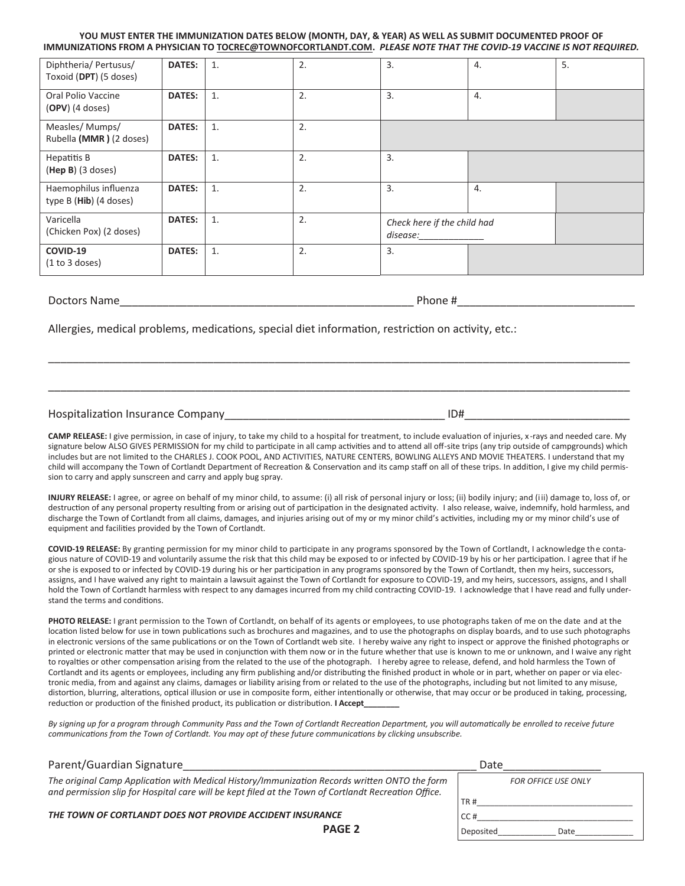**YOU MUST ENTER THE IMMUNIZATION DATES BELOW (MONTH, DAY, & YEAR) AS WELL AS SUBMIT DOCUMENTED PROOF OF IMMUNIZATIONS FROM A PHYSICIAN TO TOCREC@TOWNOFCORTLANDT.COM.** ***PLEASE NOTE THAT THE COVID-19 VACCINE IS NOT REQUIRED.***

| | | | | | | |
|---|---|---|---|---|---|---|
| Diphtheria/ Pertusus/ Toxoid (**DPT**) (5 doses) | **DATES:** | 1. | 2. | 3. | 4. | 5. |
| Oral Polio Vaccine (**OPV**) (4 doses) | **DATES:** | 1. | 2. | 3. | 4. | |
| Measles/ Mumps/ Rubella **(MMR )** (2 doses) | **DATES:** | 1. | 2. | | | |
| Hepatitis B (**Hep B**) (3 doses) | **DATES:** | 1. | 2. | 3. | | |
| Haemophilus influenza type B (**Hib**) (4 doses) | **DATES:** | 1. | 2. | 3. | 4. | |
| Varicella (Chicken Pox) (2 doses) | **DATES:** | 1. | 2. | *Check here if the child had disease:_____________* | | |
| **COVID-19** (1 to 3 doses) | **DATES:** | 1. | 2. | 3. | | |

Doctors Name__________________________________________________ Phone #_____________________________

Allergies, medical problems, medications, special diet information, restriction on activity, etc.:

____________________________________________________________________________________________________

____________________________________________________________________________________________________

Hospitalization Insurance Company____________________________________ ID#___________________________

**CAMP RELEASE:** I give permission, in case of injury, to take my child to a hospital for treatment, to include evaluation of injuries, x-rays and needed care. My signature below ALSO GIVES PERMISSION for my child to participate in all camp activities and to attend all off-site trips (any trip outside of campgrounds) which includes but are not limited to the CHARLES J. COOK POOL, AND ACTIVITIES, NATURE CENTERS, BOWLING ALLEYS AND MOVIE THEATERS. I understand that my child will accompany the Town of Cortlandt Department of Recreation & Conservation and its camp staff on all of these trips. In addition, I give my child permission to carry and apply sunscreen and carry and apply bug spray.

**INJURY RELEASE:** I agree, or agree on behalf of my minor child, to assume: (i) all risk of personal injury or loss; (ii) bodily injury; and (iii) damage to, loss of, or destruction of any personal property resulting from or arising out of participation in the designated activity. I also release, waive, indemnify, hold harmless, and discharge the Town of Cortlandt from all claims, damages, and injuries arising out of my or my minor child's activities, including my or my minor child's use of equipment and facilities provided by the Town of Cortlandt.

**COVID-19 RELEASE:** By granting permission for my minor child to participate in any programs sponsored by the Town of Cortlandt, I acknowledge the contagious nature of COVID-19 and voluntarily assume the risk that this child may be exposed to or infected by COVID-19 by his or her participation. I agree that if he or she is exposed to or infected by COVID-19 during his or her participation in any programs sponsored by the Town of Cortlandt, then my heirs, successors, assigns, and I have waived any right to maintain a lawsuit against the Town of Cortlandt for exposure to COVID-19, and my heirs, successors, assigns, and I shall hold the Town of Cortlandt harmless with respect to any damages incurred from my child contracting COVID-19. I acknowledge that I have read and fully understand the terms and conditions.

**PHOTO RELEASE:** I grant permission to the Town of Cortlandt, on behalf of its agents or employees, to use photographs taken of me on the date and at the location listed below for use in town publications such as brochures and magazines, and to use the photographs on display boards, and to use such photographs in electronic versions of the same publications or on the Town of Cortlandt web site. I hereby waive any right to inspect or approve the finished photographs or printed or electronic matter that may be used in conjunction with them now or in the future whether that use is known to me or unknown, and I waive any right to royalties or other compensation arising from the related to the use of the photograph. I hereby agree to release, defend, and hold harmless the Town of Cortlandt and its agents or employees, including any firm publishing and/or distributing the finished product in whole or in part, whether on paper or via electronic media, from and against any claims, damages or liability arising from or related to the use of the photographs, including but not limited to any misuse, distortion, blurring, alterations, optical illusion or use in composite form, either intentionally or otherwise, that may occur or be produced in taking, processing, reduction or production of the finished product, its publication or distribution. **I Accept________**

*By signing up for a program through Community Pass and the Town of Cortlandt Recreation Department, you will automatically be enrolled to receive future communications from the Town of Cortlandt. You may opt of these future communications by clicking unsubscribe.*

Parent/Guardian Signature__________________________________________________ Date________________

*The original Camp Application with Medical History/Immunization Records written ONTO the form and permission slip for Hospital care will be kept filed at the Town of Cortlandt Recreation Office.*

***THE TOWN OF CORTLANDT DOES NOT PROVIDE ACCIDENT INSURANCE***

| *FOR OFFICE USE ONLY* |
|---|
| TR #_________________________________ |
| CC #_________________________________ |
| Deposited_____________ Date_____________ |

**PAGE 2**